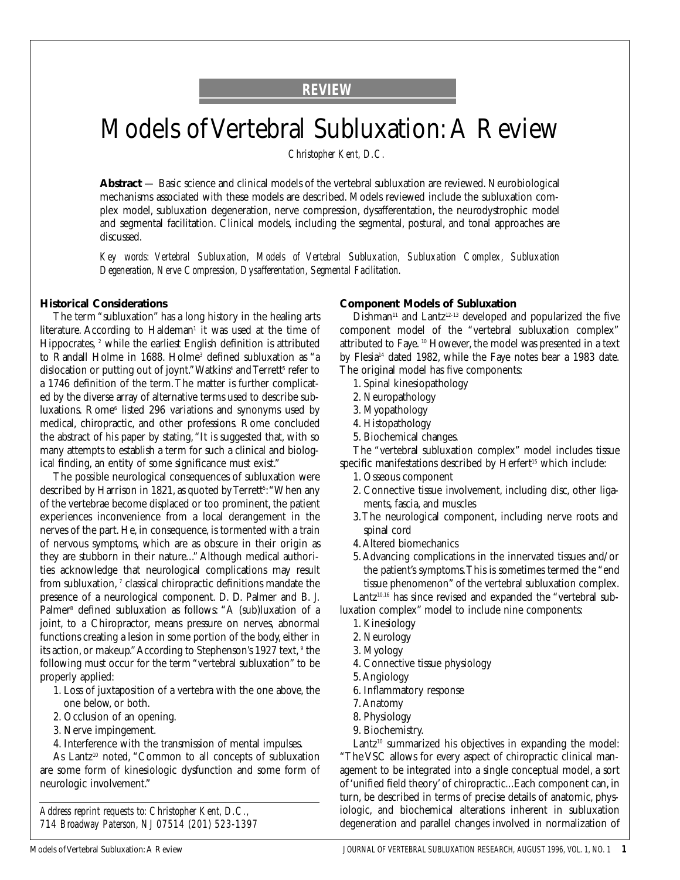REVIEW

# Models of Vertebral Subluxation: A Review

*Christopher Kent, D.C.*

**Abstract** — Basic science and clinical models of the vertebral subluxation are reviewed. Neurobiological mechanisms associated with these models are described. Models reviewed include the subluxation complex model, subluxation degeneration, nerve compression, dysafferentation, the neurodystrophic model and segmental facilitation. Clinical models, including the segmental, postural, and tonal approaches are discussed.

*Key words: Vertebral Subluxation, Models of Vertebral Subluxation, Subluxation Complex, Subluxation Degeneration, Nerve Compression, Dysafferentation, Segmental Facilitation.*

## Historical Considerations

The term "subluxation" has a long history in the healing arts literature. According to Haldeman[1] it was used at the time of Hippocrates,[2] while the earliest English definition is attributed to Randall Holme in 1688. Holme[3] defined subluxation as "a dislocation or putting out of joynt." Watkins[4] and Terrett[5] refer to a 1746 definition of the term. The matter is further complicated by the diverse array of alternative terms used to describe subluxations. Rome[6] listed 296 variations and synonyms used by medical, chiropractic, and other professions. Rome concluded the abstract of his paper by stating, "It is suggested that, with so many attempts to establish a term for such a clinical and biological finding, an entity of some significance must exist."

The possible neurological consequences of subluxation were described by Harrison in 1821, as quoted by Terrett[5]: "When any of the vertebrae become displaced or too prominent, the patient experiences inconvenience from a local derangement in the nerves of the part. He, in consequence, is tormented with a train of nervous symptoms, which are as obscure in their origin as they are stubborn in their nature..." Although medical authorities acknowledge that neurological complications may result from subluxation,[7] classical chiropractic definitions mandate the presence of a neurological component. D. D. Palmer and B. J. Palmer[8] defined subluxation as follows: "A (sub)luxation of a joint, to a Chiropractor, means pressure on nerves, abnormal functions creating a lesion in some portion of the body, either in its action, or makeup." According to Stephenson's 1927 text,[9] the following must occur for the term "vertebral subluxation" to be properly applied:

1. Loss of juxtaposition of a vertebra with the one above, the one below, or both.
2. Occlusion of an opening.
3. Nerve impingement.
4. Interference with the transmission of mental impulses.

As Lantz[10] noted, "Common to all concepts of subluxation are some form of kinesiologic dysfunction and some form of neurologic involvement."

*Address reprint requests to: Christopher Kent, D.C., 714 Broadway Paterson, NJ 07514 (201) 523-1397*

## Component Models of Subluxation

Dishman[11] and Lantz[12-13] developed and popularized the five component model of the "vertebral subluxation complex" attributed to Faye.[10] However, the model was presented in a text by Flesia[14] dated 1982, while the Faye notes bear a 1983 date. The original model has five components:

1. Spinal kinesiopathology
2. Neuropathology
3. Myopathology
4. Histopathology
5. Biochemical changes.

The "vertebral subluxation complex" model includes tissue specific manifestations described by Herfert[15] which include:

1. Osseous component
2. Connective tissue involvement, including disc, other ligaments, fascia, and muscles
3. The neurological component, including nerve roots and spinal cord
4. Altered biomechanics
5. Advancing complications in the innervated tissues and/or the patient's symptoms. This is sometimes termed the "end tissue phenomenon" of the vertebral subluxation complex.

Lantz[10,16] has since revised and expanded the "vertebral subluxation complex" model to include nine components:

1. Kinesiology
2. Neurology
3. Myology
4. Connective tissue physiology
5. Angiology
6. Inflammatory response
7. Anatomy
8. Physiology
9. Biochemistry.

Lantz[10] summarized his objectives in expanding the model: "The VSC allows for every aspect of chiropractic clinical management to be integrated into a single conceptual model, a sort of 'unified field theory' of chiropractic...Each component can, in turn, be described in terms of precise details of anatomic, physiologic, and biochemical alterations inherent in subluxation degeneration and parallel changes involved in normalization of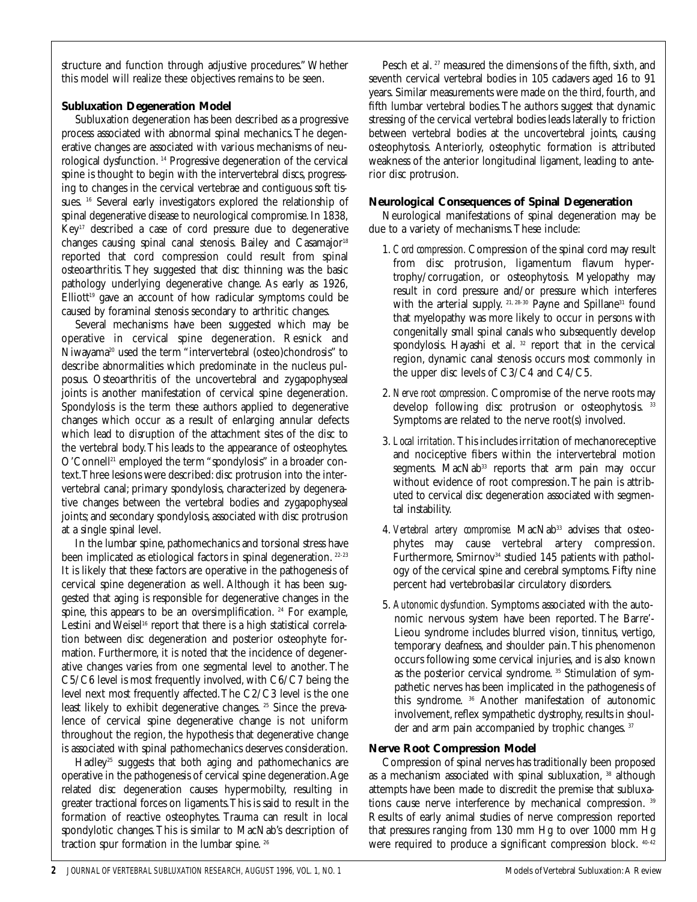structure and function through adjustive procedures." Whether this model will realize these objectives remains to be seen.

### Subluxation Degeneration Model

Subluxation degeneration has been described as a progressive process associated with abnormal spinal mechanics. The degenerative changes are associated with various mechanisms of neurological dysfunction. [14] Progressive degeneration of the cervical spine is thought to begin with the intervertebral discs, progressing to changes in the cervical vertebrae and contiguous soft tissues. [16] Several early investigators explored the relationship of spinal degenerative disease to neurological compromise. In 1838, Key[17] described a case of cord pressure due to degenerative changes causing spinal canal stenosis. Bailey and Casamajor[18] reported that cord compression could result from spinal osteoarthritis. They suggested that disc thinning was the basic pathology underlying degenerative change. As early as 1926, Elliott[19] gave an account of how radicular symptoms could be caused by foraminal stenosis secondary to arthritic changes.

Several mechanisms have been suggested which may be operative in cervical spine degeneration. Resnick and Niwayama[20] used the term "intervertebral (osteo)chondrosis" to describe abnormalities which predominate in the nucleus pulposus. Osteoarthritis of the uncovertebral and zygapophyseal joints is another manifestation of cervical spine degeneration. Spondylosis is the term these authors applied to degenerative changes which occur as a result of enlarging annular defects which lead to disruption of the attachment sites of the disc to the vertebral body. This leads to the appearance of osteophytes. O'Connell[21] employed the term "spondylosis" in a broader context. Three lesions were described: disc protrusion into the intervertebral canal; primary spondylosis, characterized by degenerative changes between the vertebral bodies and zygapophyseal joints; and secondary spondylosis, associated with disc protrusion at a single spinal level.

In the lumbar spine, pathomechanics and torsional stress have been implicated as etiological factors in spinal degeneration. [22-23] It is likely that these factors are operative in the pathogenesis of cervical spine degeneration as well. Although it has been suggested that aging is responsible for degenerative changes in the spine, this appears to be an oversimplification. [24] For example, Lestini and Weisel[16] report that there is a high statistical correlation between disc degeneration and posterior osteophyte formation. Furthermore, it is noted that the incidence of degenerative changes varies from one segmental level to another. The C5/C6 level is most frequently involved, with C6/C7 being the level next most frequently affected. The C2/C3 level is the one least likely to exhibit degenerative changes. [25] Since the prevalence of cervical spine degenerative change is not uniform throughout the region, the hypothesis that degenerative change is associated with spinal pathomechanics deserves consideration.

Hadley[25] suggests that both aging and pathomechanics are operative in the pathogenesis of cervical spine degeneration. Age related disc degeneration causes hypermobilty, resulting in greater tractional forces on ligaments. This is said to result in the formation of reactive osteophytes. Trauma can result in local spondylotic changes. This is similar to MacNab's description of traction spur formation in the lumbar spine. [26]

Pesch et al. [27] measured the dimensions of the fifth, sixth, and seventh cervical vertebral bodies in 105 cadavers aged 16 to 91 years. Similar measurements were made on the third, fourth, and fifth lumbar vertebral bodies. The authors suggest that dynamic stressing of the cervical vertebral bodies leads laterally to friction between vertebral bodies at the uncovertebral joints, causing osteophytosis. Anteriorly, osteophytic formation is attributed weakness of the anterior longitudinal ligament, leading to anterior disc protrusion.

### Neurological Consequences of Spinal Degeneration

Neurological manifestations of spinal degeneration may be due to a variety of mechanisms. These include:

1. *Cord compression.* Compression of the spinal cord may result from disc protrusion, ligamentum flavum hypertrophy/corrugation, or osteophytosis. Myelopathy may result in cord pressure and/or pressure which interferes with the arterial supply. [21, 28-30] Payne and Spillane[31] found that myelopathy was more likely to occur in persons with congenitally small spinal canals who subsequently develop spondylosis. Hayashi et al. [32] report that in the cervical region, dynamic canal stenosis occurs most commonly in the upper disc levels of C3/C4 and C4/C5.

2. *Nerve root compression.* Compromise of the nerve roots may develop following disc protrusion or osteophytosis. [33] Symptoms are related to the nerve root(s) involved.

3. *Local irritation.* This includes irritation of mechanoreceptive and nociceptive fibers within the intervertebral motion segments. MacNab[33] reports that arm pain may occur without evidence of root compression. The pain is attributed to cervical disc degeneration associated with segmental instability.

4. *Vertebral artery compromise.* MacNab[33] advises that osteophytes may cause vertebral artery compression. Furthermore, Smirnov[34] studied 145 patients with pathology of the cervical spine and cerebral symptoms. Fifty nine percent had vertebrobasilar circulatory disorders.

5. *Autonomic dysfunction.* Symptoms associated with the autonomic nervous system have been reported. The Barre'-Lieou syndrome includes blurred vision, tinnitus, vertigo, temporary deafness, and shoulder pain. This phenomenon occurs following some cervical injuries, and is also known as the posterior cervical syndrome. [35] Stimulation of sympathetic nerves has been implicated in the pathogenesis of this syndrome. [36] Another manifestation of autonomic involvement, reflex sympathetic dystrophy, results in shoulder and arm pain accompanied by trophic changes. [37]

### Nerve Root Compression Model

Compression of spinal nerves has traditionally been proposed as a mechanism associated with spinal subluxation, [38] although attempts have been made to discredit the premise that subluxations cause nerve interference by mechanical compression. [39] Results of early animal studies of nerve compression reported that pressures ranging from 130 mm Hg to over 1000 mm Hg were required to produce a significant compression block. [40-42]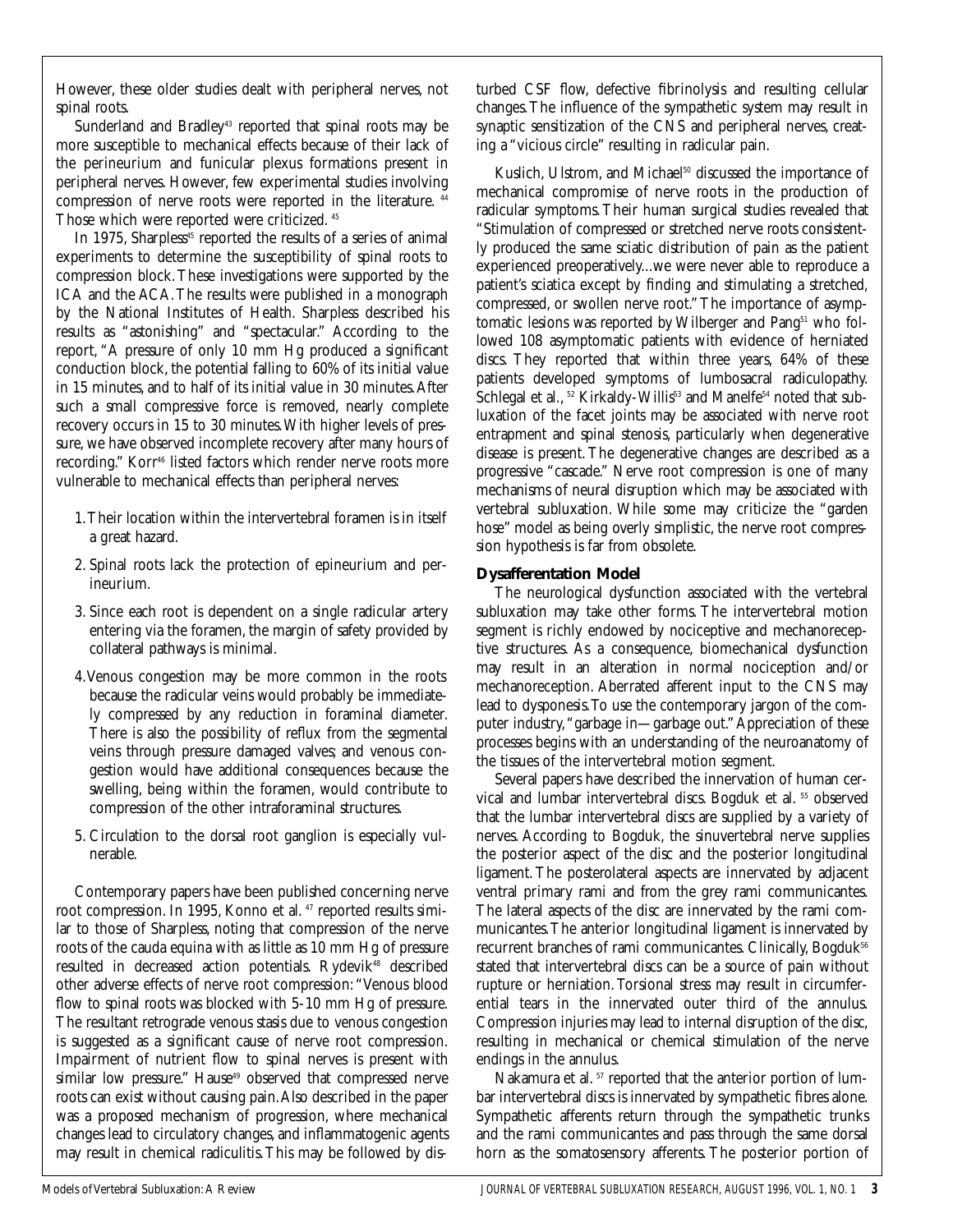However, these older studies dealt with peripheral nerves, not spinal roots.

Sunderland and Bradley[43] reported that spinal roots may be more susceptible to mechanical effects because of their lack of the perineurium and funicular plexus formations present in peripheral nerves. However, few experimental studies involving compression of nerve roots were reported in the literature. [44] Those which were reported were criticized. [45]

In 1975, Sharpless[45] reported the results of a series of animal experiments to determine the susceptibility of spinal roots to compression block. These investigations were supported by the ICA and the ACA. The results were published in a monograph by the National Institutes of Health. Sharpless described his results as "astonishing" and "spectacular." According to the report, "A pressure of only 10 mm Hg produced a significant conduction block, the potential falling to 60% of its initial value in 15 minutes, and to half of its initial value in 30 minutes. After such a small compressive force is removed, nearly complete recovery occurs in 15 to 30 minutes. With higher levels of pressure, we have observed incomplete recovery after many hours of recording." Korr[46] listed factors which render nerve roots more vulnerable to mechanical effects than peripheral nerves:

1. Their location within the intervertebral foramen is in itself a great hazard.
2. Spinal roots lack the protection of epineurium and perineurium.
3. Since each root is dependent on a single radicular artery entering via the foramen, the margin of safety provided by collateral pathways is minimal.
4. Venous congestion may be more common in the roots because the radicular veins would probably be immediately compressed by any reduction in foraminal diameter. There is also the possibility of reflux from the segmental veins through pressure damaged valves; and venous congestion would have additional consequences because the swelling, being within the foramen, would contribute to compression of the other intraforaminal structures.
5. Circulation to the dorsal root ganglion is especially vulnerable.

Contemporary papers have been published concerning nerve root compression. In 1995, Konno et al. [47] reported results similar to those of Sharpless, noting that compression of the nerve roots of the cauda equina with as little as 10 mm Hg of pressure resulted in decreased action potentials. Rydevik[48] described other adverse effects of nerve root compression: "Venous blood flow to spinal roots was blocked with 5-10 mm Hg of pressure. The resultant retrograde venous stasis due to venous congestion is suggested as a significant cause of nerve root compression. Impairment of nutrient flow to spinal nerves is present with similar low pressure." Hause[49] observed that compressed nerve roots can exist without causing pain. Also described in the paper was a proposed mechanism of progression, where mechanical changes lead to circulatory changes, and inflammatogenic agents may result in chemical radiculitis. This may be followed by disturbed CSF flow, defective fibrinolysis and resulting cellular changes. The influence of the sympathetic system may result in synaptic sensitization of the CNS and peripheral nerves, creating a "vicious circle" resulting in radicular pain.

Kuslich, Ulstrom, and Michael[50] discussed the importance of mechanical compromise of nerve roots in the production of radicular symptoms. Their human surgical studies revealed that "Stimulation of compressed or stretched nerve roots consistently produced the same sciatic distribution of pain as the patient experienced preoperatively...we were never able to reproduce a patient's sciatica except by finding and stimulating a stretched, compressed, or swollen nerve root." The importance of asymptomatic lesions was reported by Wilberger and Pang[51] who followed 108 asymptomatic patients with evidence of herniated discs. They reported that within three years, 64% of these patients developed symptoms of lumbosacral radiculopathy. Schlegal et al., [52] Kirkaldy-Willis[53] and Manelfe[54] noted that subluxation of the facet joints may be associated with nerve root entrapment and spinal stenosis, particularly when degenerative disease is present. The degenerative changes are described as a progressive "cascade." Nerve root compression is one of many mechanisms of neural disruption which may be associated with vertebral subluxation. While some may criticize the "garden hose" model as being overly simplistic, the nerve root compression hypothesis is far from obsolete.

### Dysafferentation Model

The neurological dysfunction associated with the vertebral subluxation may take other forms. The intervertebral motion segment is richly endowed by nociceptive and mechanoreceptive structures. As a consequence, biomechanical dysfunction may result in an alteration in normal nociception and/or mechanoreception. Aberrated afferent input to the CNS may lead to dysponesis. To use the contemporary jargon of the computer industry, "garbage in—garbage out." Appreciation of these processes begins with an understanding of the neuroanatomy of the tissues of the intervertebral motion segment.

Several papers have described the innervation of human cervical and lumbar intervertebral discs. Bogduk et al. [55] observed that the lumbar intervertebral discs are supplied by a variety of nerves. According to Bogduk, the sinuvertebral nerve supplies the posterior aspect of the disc and the posterior longitudinal ligament. The posterolateral aspects are innervated by adjacent ventral primary rami and from the grey rami communicantes. The lateral aspects of the disc are innervated by the rami communicantes. The anterior longitudinal ligament is innervated by recurrent branches of rami communicantes. Clinically, Bogduk[56] stated that intervertebral discs can be a source of pain without rupture or herniation. Torsional stress may result in circumferential tears in the innervated outer third of the annulus. Compression injuries may lead to internal disruption of the disc, resulting in mechanical or chemical stimulation of the nerve endings in the annulus.

Nakamura et al. [57] reported that the anterior portion of lumbar intervertebral discs is innervated by sympathetic fibres alone. Sympathetic afferents return through the sympathetic trunks and the rami communicantes and pass through the same dorsal horn as the somatosensory afferents. The posterior portion of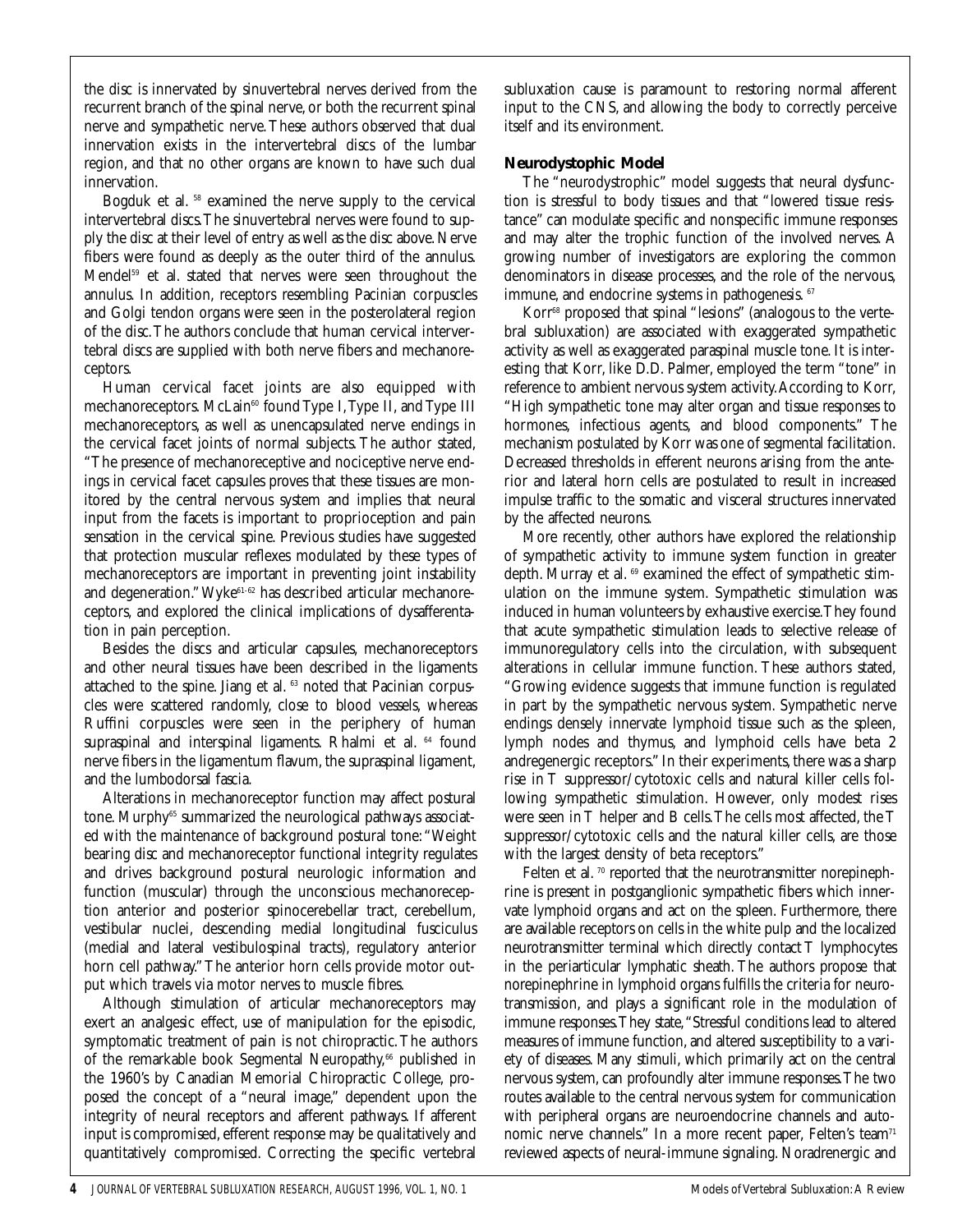the disc is innervated by sinuvertebral nerves derived from the recurrent branch of the spinal nerve, or both the recurrent spinal nerve and sympathetic nerve. These authors observed that dual innervation exists in the intervertebral discs of the lumbar region, and that no other organs are known to have such dual innervation.

Bogduk et al. [58] examined the nerve supply to the cervical intervertebral discs. The sinuvertebral nerves were found to supply the disc at their level of entry as well as the disc above. Nerve fibers were found as deeply as the outer third of the annulus. Mendel[59] et al. stated that nerves were seen throughout the annulus. In addition, receptors resembling Pacinian corpuscles and Golgi tendon organs were seen in the posterolateral region of the disc. The authors conclude that human cervical intervertebral discs are supplied with both nerve fibers and mechanoreceptors.

Human cervical facet joints are also equipped with mechanoreceptors. McLain[60] found Type I, Type II, and Type III mechanoreceptors, as well as unencapsulated nerve endings in the cervical facet joints of normal subjects. The author stated, "The presence of mechanoreceptive and nociceptive nerve endings in cervical facet capsules proves that these tissues are monitored by the central nervous system and implies that neural input from the facets is important to proprioception and pain sensation in the cervical spine. Previous studies have suggested that protection muscular reflexes modulated by these types of mechanoreceptors are important in preventing joint instability and degeneration." Wyke[61-62] has described articular mechanoreceptors, and explored the clinical implications of dysafferentation in pain perception.

Besides the discs and articular capsules, mechanoreceptors and other neural tissues have been described in the ligaments attached to the spine. Jiang et al. [63] noted that Pacinian corpuscles were scattered randomly, close to blood vessels, whereas Ruffini corpuscles were seen in the periphery of human supraspinal and interspinal ligaments. Rhalmi et al. [64] found nerve fibers in the ligamentum flavum, the supraspinal ligament, and the lumbodorsal fascia.

Alterations in mechanoreceptor function may affect postural tone. Murphy[65] summarized the neurological pathways associated with the maintenance of background postural tone: "Weight bearing disc and mechanoreceptor functional integrity regulates and drives background postural neurologic information and function (muscular) through the unconscious mechanoreception anterior and posterior spinocerebellar tract, cerebellum, vestibular nuclei, descending medial longitudinal fusciculus (medial and lateral vestibulospinal tracts), regulatory anterior horn cell pathway." The anterior horn cells provide motor output which travels via motor nerves to muscle fibres.

Although stimulation of articular mechanoreceptors may exert an analgesic effect, use of manipulation for the episodic, symptomatic treatment of pain is not chiropractic. The authors of the remarkable book Segmental Neuropathy,[66] published in the 1960's by Canadian Memorial Chiropractic College, proposed the concept of a "neural image," dependent upon the integrity of neural receptors and afferent pathways. If afferent input is compromised, efferent response may be qualitatively and quantitatively compromised. Correcting the specific vertebral subluxation cause is paramount to restoring normal afferent input to the CNS, and allowing the body to correctly perceive itself and its environment.

## Neurodystophic Model

The "neurodystrophic" model suggests that neural dysfunction is stressful to body tissues and that "lowered tissue resistance" can modulate specific and nonspecific immune responses and may alter the trophic function of the involved nerves. A growing number of investigators are exploring the common denominators in disease processes, and the role of the nervous, immune, and endocrine systems in pathogenesis. [67]

Korr[68] proposed that spinal "lesions" (analogous to the vertebral subluxation) are associated with exaggerated sympathetic activity as well as exaggerated paraspinal muscle tone. It is interesting that Korr, like D.D. Palmer, employed the term "tone" in reference to ambient nervous system activity. According to Korr, "High sympathetic tone may alter organ and tissue responses to hormones, infectious agents, and blood components." The mechanism postulated by Korr was one of segmental facilitation. Decreased thresholds in efferent neurons arising from the anterior and lateral horn cells are postulated to result in increased impulse traffic to the somatic and visceral structures innervated by the affected neurons.

More recently, other authors have explored the relationship of sympathetic activity to immune system function in greater depth. Murray et al. [69] examined the effect of sympathetic stimulation on the immune system. Sympathetic stimulation was induced in human volunteers by exhaustive exercise. They found that acute sympathetic stimulation leads to selective release of immunoregulatory cells into the circulation, with subsequent alterations in cellular immune function. These authors stated, "Growing evidence suggests that immune function is regulated in part by the sympathetic nervous system. Sympathetic nerve endings densely innervate lymphoid tissue such as the spleen, lymph nodes and thymus, and lymphoid cells have beta 2 andregenergic receptors." In their experiments, there was a sharp rise in T suppressor/cytotoxic cells and natural killer cells following sympathetic stimulation. However, only modest rises were seen in T helper and B cells. The cells most affected, the T suppressor/cytotoxic cells and the natural killer cells, are those with the largest density of beta receptors."

Felten et al. [70] reported that the neurotransmitter norepinephrine is present in postganglionic sympathetic fibers which innervate lymphoid organs and act on the spleen. Furthermore, there are available receptors on cells in the white pulp and the localized neurotransmitter terminal which directly contact T lymphocytes in the periarticular lymphatic sheath. The authors propose that norepinephrine in lymphoid organs fulfills the criteria for neurotransmission, and plays a significant role in the modulation of immune responses. They state, "Stressful conditions lead to altered measures of immune function, and altered susceptibility to a variety of diseases. Many stimuli, which primarily act on the central nervous system, can profoundly alter immune responses. The two routes available to the central nervous system for communication with peripheral organs are neuroendocrine channels and autonomic nerve channels." In a more recent paper, Felten's team[71] reviewed aspects of neural-immune signaling. Noradrenergic and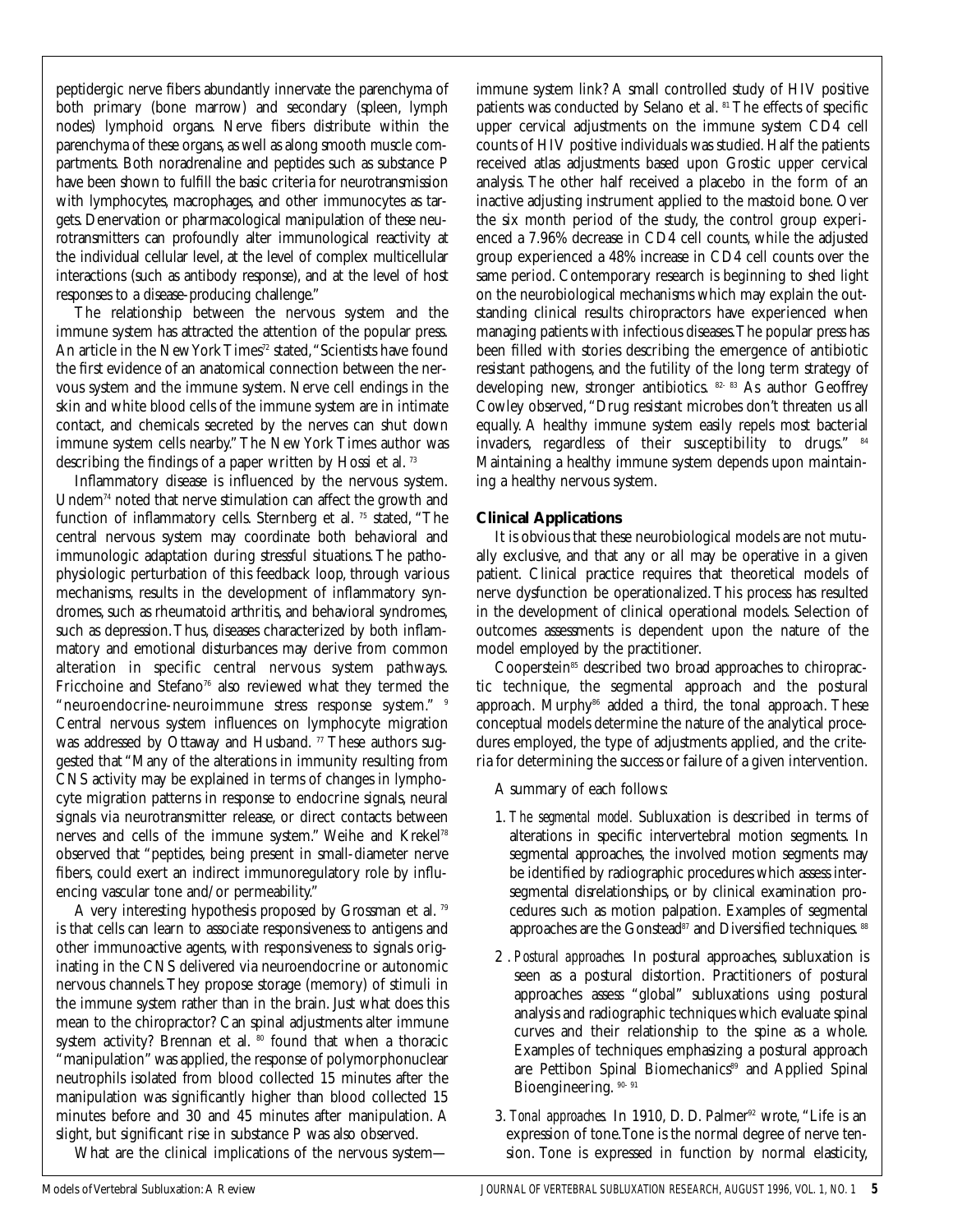peptidergic nerve fibers abundantly innervate the parenchyma of both primary (bone marrow) and secondary (spleen, lymph nodes) lymphoid organs. Nerve fibers distribute within the parenchyma of these organs, as well as along smooth muscle compartments. Both noradrenaline and peptides such as substance P have been shown to fulfill the basic criteria for neurotransmission with lymphocytes, macrophages, and other immunocytes as targets. Denervation or pharmacological manipulation of these neurotransmitters can profoundly alter immunological reactivity at the individual cellular level, at the level of complex multicellular interactions (such as antibody response), and at the level of host responses to a disease-producing challenge."

The relationship between the nervous system and the immune system has attracted the attention of the popular press. An article in the New York Times[72] stated, "Scientists have found the first evidence of an anatomical connection between the nervous system and the immune system. Nerve cell endings in the skin and white blood cells of the immune system are in intimate contact, and chemicals secreted by the nerves can shut down immune system cells nearby." The New York Times author was describing the findings of a paper written by Hossi et al. [73]

Inflammatory disease is influenced by the nervous system. Undem[74] noted that nerve stimulation can affect the growth and function of inflammatory cells. Sternberg et al. [75] stated, "The central nervous system may coordinate both behavioral and immunologic adaptation during stressful situations. The pathophysiologic perturbation of this feedback loop, through various mechanisms, results in the development of inflammatory syndromes, such as rheumatoid arthritis, and behavioral syndromes, such as depression. Thus, diseases characterized by both inflammatory and emotional disturbances may derive from common alteration in specific central nervous system pathways. Fricchoine and Stefano[76] also reviewed what they termed the "neuroendocrine-neuroimmune stress response system." [9] Central nervous system influences on lymphocyte migration was addressed by Ottaway and Husband. [77] These authors suggested that "Many of the alterations in immunity resulting from CNS activity may be explained in terms of changes in lymphocyte migration patterns in response to endocrine signals, neural signals via neurotransmitter release, or direct contacts between nerves and cells of the immune system." Weihe and Krekel[78] observed that "peptides, being present in small-diameter nerve fibers, could exert an indirect immunoregulatory role by influencing vascular tone and/or permeability."

A very interesting hypothesis proposed by Grossman et al. [79] is that cells can learn to associate responsiveness to antigens and other immunoactive agents, with responsiveness to signals originating in the CNS delivered via neuroendocrine or autonomic nervous channels. They propose storage (memory) of stimuli in the immune system rather than in the brain. Just what does this mean to the chiropractor? Can spinal adjustments alter immune system activity? Brennan et al. [80] found that when a thoracic "manipulation" was applied, the response of polymorphonuclear neutrophils isolated from blood collected 15 minutes after the manipulation was significantly higher than blood collected 15 minutes before and 30 and 45 minutes after manipulation. A slight, but significant rise in substance P was also observed.

What are the clinical implications of the nervous system—immune system link? A small controlled study of HIV positive patients was conducted by Selano et al. [81] The effects of specific upper cervical adjustments on the immune system CD4 cell counts of HIV positive individuals was studied. Half the patients received atlas adjustments based upon Grostic upper cervical analysis. The other half received a placebo in the form of an inactive adjusting instrument applied to the mastoid bone. Over the six month period of the study, the control group experienced a 7.96% decrease in CD4 cell counts, while the adjusted group experienced a 48% increase in CD4 cell counts over the same period. Contemporary research is beginning to shed light on the neurobiological mechanisms which may explain the outstanding clinical results chiropractors have experienced when managing patients with infectious diseases. The popular press has been filled with stories describing the emergence of antibiotic resistant pathogens, and the futility of the long term strategy of developing new, stronger antibiotics. [82-83] As author Geoffrey Cowley observed, "Drug resistant microbes don't threaten us all equally. A healthy immune system easily repels most bacterial invaders, regardless of their susceptibility to drugs." [84] Maintaining a healthy immune system depends upon maintaining a healthy nervous system.

## Clinical Applications

It is obvious that these neurobiological models are not mutually exclusive, and that any or all may be operative in a given patient. Clinical practice requires that theoretical models of nerve dysfunction be operationalized. This process has resulted in the development of clinical operational models. Selection of outcomes assessments is dependent upon the nature of the model employed by the practitioner.

Cooperstein[85] described two broad approaches to chiropractic technique, the segmental approach and the postural approach. Murphy[86] added a third, the tonal approach. These conceptual models determine the nature of the analytical procedures employed, the type of adjustments applied, and the criteria for determining the success or failure of a given intervention.

A summary of each follows:

1. *The segmental model.* Subluxation is described in terms of alterations in specific intervertebral motion segments. In segmental approaches, the involved motion segments may be identified by radiographic procedures which assess intersegmental disrelationships, or by clinical examination procedures such as motion palpation. Examples of segmental approaches are the Gonstead[87] and Diversified techniques. [88]

2. *Postural approaches.* In postural approaches, subluxation is seen as a postural distortion. Practitioners of postural approaches assess "global" subluxations using postural analysis and radiographic techniques which evaluate spinal curves and their relationship to the spine as a whole. Examples of techniques emphasizing a postural approach are Pettibon Spinal Biomechanics[89] and Applied Spinal Bioengineering. [90-91]

3. *Tonal approaches.* In 1910, D. D. Palmer[92] wrote, "Life is an expression of tone. Tone is the normal degree of nerve tension. Tone is expressed in function by normal elasticity,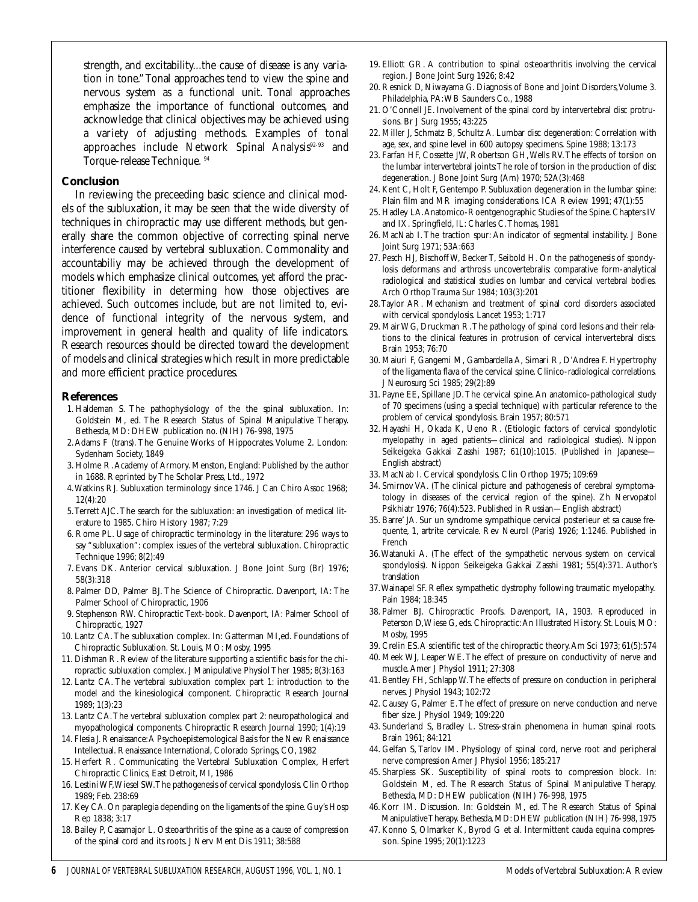strength, and excitability...the cause of disease is any variation in tone." Tonal approaches tend to view the spine and nervous system as a functional unit. Tonal approaches emphasize the importance of functional outcomes, and acknowledge that clinical objectives may be achieved using a variety of adjusting methods. Examples of tonal approaches include Network Spinal Analysis[92-93] and Torque-release Technique.[94]

## Conclusion

In reviewing the preceeding basic science and clinical models of the subluxation, it may be seen that the wide diversity of techniques in chiropractic may use different methods, but generally share the common objective of correcting spinal nerve interference caused by vertebral subluxation. Commonality and accountabiliy may be achieved through the development of models which emphasize clinical outcomes, yet afford the practitioner flexibility in determining how those objectives are achieved. Such outcomes include, but are not limited to, evidence of functional integrity of the nervous system, and improvement in general health and quality of life indicators. Research resources should be directed toward the development of models and clinical strategies which result in more predictable and more efficient practice procedures.

## References

1. Haldeman S. The pathophysiology of the the spinal subluxation. In: Goldstein M, ed. The Research Status of Spinal Manipulative Therapy. Bethesda, MD: DHEW publication no. (NIH) 76-998, 1975
2. Adams F (trans). The Genuine Works of Hippocrates. Volume 2. London: Sydenham Society, 1849
3. Holme R. Academy of Armory. Menston, England: Published by the author in 1688. Reprinted by The Scholar Press, Ltd., 1972
4. Watkins RJ. Subluxation terminology since 1746. J Can Chiro Assoc 1968; 12(4):20
5. Terrett AJC. The search for the subluxation: an investigation of medical literature to 1985. Chiro History 1987; 7:29
6. Rome PL. Usage of chiropractic terminology in the literature: 296 ways to say "subluxation": complex issues of the vertebral subluxation. Chiropractic Technique 1996; 8(2):49
7. Evans DK. Anterior cervical subluxation. J Bone Joint Surg (Br) 1976; 58(3):318
8. Palmer DD, Palmer BJ. The Science of Chiropractic. Davenport, IA: The Palmer School of Chiropractic, 1906
9. Stephenson RW. Chiropractic Text-book. Davenport, IA: Palmer School of Chiropractic, 1927
10. Lantz CA. The subluxation complex. In: Gatterman MI, ed. Foundations of Chiropractic Subluxation. St. Louis, MO: Mosby, 1995
11. Dishman R. Review of the literature supporting a scientific basis for the chiropractic subluxation complex. J Manipulative Physiol Ther 1985; 8(3):163
12. Lantz CA. The vertebral subluxation complex part 1: introduction to the model and the kinesiological component. Chiropractic Research Journal 1989; 1(3):23
13. Lantz CA. The vertebral subluxation complex part 2: neuropathological and myopathological components. Chiropractic Research Journal 1990; 1(4):19
14. Flesia J. Renaissance: A Psychoepistemological Basis for the New Renaissance Intellectual. Renaissance International, Colorado Springs, CO, 1982
15. Herfert R. Communicating the Vertebral Subluxation Complex, Herfert Chiropractic Clinics, East Detroit, MI, 1986
16. Lestini WF, Wiesel SW. The pathogenesis of cervical spondylosis. Clin Orthop 1989; Feb. 238:69
17. Key CA. On paraplegia depending on the ligaments of the spine. Guy's Hosp Rep 1838; 3:17
18. Bailey P, Casamajor L. Osteoarthritis of the spine as a cause of compression of the spinal cord and its roots. J Nerv Ment Dis 1911; 38:588
19. Elliott GR. A contribution to spinal osteoarthritis involving the cervical region. J Bone Joint Surg 1926; 8:42
20. Resnick D, Niwayama G. Diagnosis of Bone and Joint Disorders, Volume 3. Philadelphia, PA: WB Saunders Co., 1988
21. O'Connell JE. Involvement of the spinal cord by intervertebral disc protrusions. Br J Surg 1955; 43:225
22. Miller J, Schmatz B, Schultz A. Lumbar disc degeneration: Correlation with age, sex, and spine level in 600 autopsy specimens. Spine 1988; 13:173
23. Farfan HF, Cossette JW, Robertson GH, Wells RV. The effects of torsion on the lumbar intervertebral joints: The role of torsion in the production of disc degeneration. J Bone Joint Surg (Am) 1970; 52A(3):468
24. Kent C, Holt F, Gentempo P. Subluxation degeneration in the lumbar spine: Plain film and MR imaging considerations. ICA Review 1991; 47(1):55
25. Hadley LA. Anatomico-Roentgenographic Studies of the Spine. Chapters IV and IX. Springfield, IL: Charles C. Thomas, 1981
26. MacNab I. The traction spur: An indicator of segmental instability. J Bone Joint Surg 1971; 53A:663
27. Pesch HJ, Bischoff W, Becker T, Seibold H. On the pathogenesis of spondylosis deformans and arthrosis uncovertebralis: comparative form-analytical radiological and statistical studies on lumbar and cervical vertebral bodies. Arch Orthop Trauma Sur 1984; 103(3):201
28. Taylor AR. Mechanism and treatment of spinal cord disorders associated with cervical spondylosis. Lancet 1953; 1:717
29. Mair WG, Druckman R. The pathology of spinal cord lesions and their relations to the clinical features in protrusion of cervical intervertebral discs. Brain 1953; 76:70
30. Maiuri F, Gangemi M, Gambardella A, Simari R, D'Andrea F. Hypertrophy of the ligamenta flava of the cervical spine. Clinico-radiological correlations. J Neurosurg Sci 1985; 29(2):89
31. Payne EE, Spillane JD. The cervical spine. An anatomico-pathological study of 70 specimens (using a special technique) with particular reference to the problem of cervical spondylosis. Brain 1957; 80:571
32. Hayashi H, Okada K, Ueno R. (Etiologic factors of cervical spondylotic myelopathy in aged patients—clinical and radiological studies). Nippon Seikeigeka Gakkai Zasshi 1987; 61(10):1015. (Published in Japanese—English abstract)
33. MacNab I. Cervical spondylosis. Clin Orthop 1975; 109:69
34. Smirnov VA. (The clinical picture and pathogenesis of cerebral symptomatology in diseases of the cervical region of the spine). Zh Nervopatol Psikhiatr 1976; 76(4):523. Published in Russian—English abstract)
35. Barre' JA. Sur un syndrome sympathique cervical posterieur et sa cause frequente, 1, artrite cervicale. Rev Neurol (Paris) 1926; 1:1246. Published in French
36. Watanuki A. (The effect of the sympathetic nervous system on cervical spondylosis). Nippon Seikeigeka Gakkai Zasshi 1981; 55(4):371. Author's translation
37. Wainapel SF. Reflex sympathetic dystrophy following traumatic myelopathy. Pain 1984; 18:345
38. Palmer BJ. Chiropractic Proofs. Davenport, IA, 1903. Reproduced in Peterson D, Wiese G, eds. Chiropractic: An Illustrated History. St. Louis, MO: Mosby, 1995
39. Crelin ES. A scientific test of the chiropractic theory. Am Sci 1973; 61(5):574
40. Meek WJ, Leaper WE. The effect of pressure on conductivity of nerve and muscle. Amer J Physiol 1911; 27:308
41. Bentley FH, Schlapp W. The effects of pressure on conduction in peripheral nerves. J Physiol 1943; 102:72
42. Causey G, Palmer E. The effect of pressure on nerve conduction and nerve fiber size. J Physiol 1949; 109:220
43. Sunderland S, Bradley L. Stress-strain phenomena in human spinal roots. Brain 1961; 84:121
44. Gelfan S, Tarlov IM. Physiology of spinal cord, nerve root and peripheral nerve compression Amer J Physiol 1956; 185:217
45. Sharpless SK. Susceptibility of spinal roots to compression block. In: Goldstein M, ed. The Research Status of Spinal Manipulative Therapy. Bethesda, MD: DHEW publication (NIH) 76-998, 1975
46. Korr IM. Discussion. In: Goldstein M, ed. The Research Status of Spinal Manipulative Therapy. Bethesda, MD: DHEW publication (NIH) 76-998, 1975
47. Konno S, Olmarker K, Byrod G et al. Intermittent cauda equina compression. Spine 1995; 20(1):1223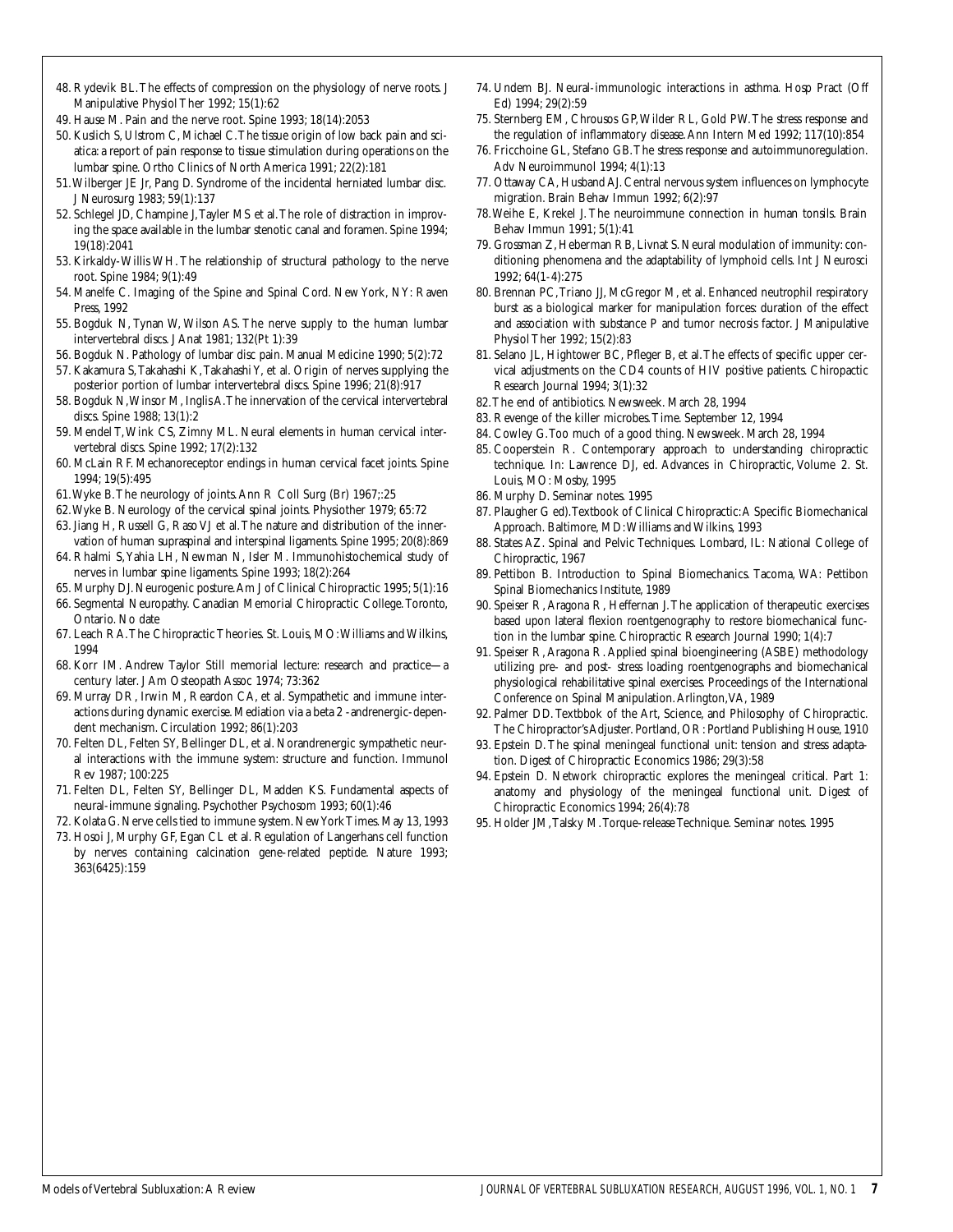48. Rydevik BL. The effects of compression on the physiology of nerve roots. J Manipulative Physiol Ther 1992; 15(1):62
49. Hause M. Pain and the nerve root. Spine 1993; 18(14):2053
50. Kuslich S, Ulstrom C, Michael C. The tissue origin of low back pain and sciatica: a report of pain response to tissue stimulation during operations on the lumbar spine. Ortho Clinics of North America 1991; 22(2):181
51. Wilberger JE Jr, Pang D. Syndrome of the incidental herniated lumbar disc. J Neurosurg 1983; 59(1):137
52. Schlegel JD, Champine J, Tayler MS et al. The role of distraction in improving the space available in the lumbar stenotic canal and foramen. Spine 1994; 19(18):2041
53. Kirkaldy-Willis WH. The relationship of structural pathology to the nerve root. Spine 1984; 9(1):49
54. Manelfe C. Imaging of the Spine and Spinal Cord. New York, NY: Raven Press, 1992
55. Bogduk N, Tynan W, Wilson AS. The nerve supply to the human lumbar intervertebral discs. J Anat 1981; 132(Pt 1):39
56. Bogduk N. Pathology of lumbar disc pain. Manual Medicine 1990; 5(2):72
57. Kakamura S, Takahashi K, Takahashi Y, et al. Origin of nerves supplying the posterior portion of lumbar intervertebral discs. Spine 1996; 21(8):917
58. Bogduk N, Winsor M, Inglis A. The innervation of the cervical intervertebral discs. Spine 1988; 13(1):2
59. Mendel T, Wink CS, Zimny ML. Neural elements in human cervical intervertebral discs. Spine 1992; 17(2):132
60. McLain RF. Mechanoreceptor endings in human cervical facet joints. Spine 1994; 19(5):495
61. Wyke B. The neurology of joints. Ann R Coll Surg (Br) 1967;:25
62. Wyke B. Neurology of the cervical spinal joints. Physiother 1979; 65:72
63. Jiang H, Russell G, Raso VJ et al. The nature and distribution of the innervation of human supraspinal and interspinal ligaments. Spine 1995; 20(8):869
64. Rhalmi S, Yahia LH, Newman N, Isler M. Immunohistochemical study of nerves in lumbar spine ligaments. Spine 1993; 18(2):264
65. Murphy DJ. Neurogenic posture. Am J of Clinical Chiropractic 1995; 5(1):16
66. Segmental Neuropathy. Canadian Memorial Chiropractic College. Toronto, Ontario. No date
67. Leach RA. The Chiropractic Theories. St. Louis, MO: Williams and Wilkins, 1994
68. Korr IM. Andrew Taylor Still memorial lecture: research and practice—a century later. J Am Osteopath Assoc 1974; 73:362
69. Murray DR, Irwin M, Reardon CA, et al. Sympathetic and immune interactions during dynamic exercise. Mediation via a beta 2 -andrenergic-dependent mechanism. Circulation 1992; 86(1):203
70. Felten DL, Felten SY, Bellinger DL, et al. Norandrenergic sympathetic neural interactions with the immune system: structure and function. Immunol Rev 1987; 100:225
71. Felten DL, Felten SY, Bellinger DL, Madden KS. Fundamental aspects of neural-immune signaling. Psychother Psychosom 1993; 60(1):46
72. Kolata G. Nerve cells tied to immune system. New York Times. May 13, 1993
73. Hosoi J, Murphy GF, Egan CL et al. Regulation of Langerhans cell function by nerves containing calcination gene-related peptide. Nature 1993; 363(6425):159
74. Undem BJ. Neural-immunologic interactions in asthma. Hosp Pract (Off Ed) 1994; 29(2):59
75. Sternberg EM, Chrousos GP, Wilder RL, Gold PW. The stress response and the regulation of inflammatory disease. Ann Intern Med 1992; 117(10):854
76. Fricchoine GL, Stefano GB. The stress response and autoimmunoregulation. Adv Neuroimmunol 1994; 4(1):13
77. Ottaway CA, Husband AJ. Central nervous system influences on lymphocyte migration. Brain Behav Immun 1992; 6(2):97
78. Weihe E, Krekel J. The neuroimmune connection in human tonsils. Brain Behav Immun 1991; 5(1):41
79. Grossman Z, Heberman RB, Livnat S. Neural modulation of immunity: conditioning phenomena and the adaptability of lymphoid cells. Int J Neurosci 1992; 64(1-4):275
80. Brennan PC, Triano JJ, McGregor M, et al. Enhanced neutrophil respiratory burst as a biological marker for manipulation forces: duration of the effect and association with substance P and tumor necrosis factor. J Manipulative Physiol Ther 1992; 15(2):83
81. Selano JL, Hightower BC, Pfleger B, et al. The effects of specific upper cervical adjustments on the CD4 counts of HIV positive patients. Chiropactic Research Journal 1994; 3(1):32
82. The end of antibiotics. Newsweek. March 28, 1994
83. Revenge of the killer microbes. Time. September 12, 1994
84. Cowley G. Too much of a good thing. Newsweek. March 28, 1994
85. Cooperstein R. Contemporary approach to understanding chiropractic technique. In: Lawrence DJ, ed. Advances in Chiropractic, Volume 2. St. Louis, MO: Mosby, 1995
86. Murphy D. Seminar notes. 1995
87. Plaugher G ed). Textbook of Clinical Chiropractic: A Specific Biomechanical Approach. Baltimore, MD: Williams and Wilkins, 1993
88. States AZ. Spinal and Pelvic Techniques. Lombard, IL: National College of Chiropractic, 1967
89. Pettibon B. Introduction to Spinal Biomechanics. Tacoma, WA: Pettibon Spinal Biomechanics Institute, 1989
90. Speiser R, Aragona R, Heffernan J. The application of therapeutic exercises based upon lateral flexion roentgenography to restore biomechanical function in the lumbar spine. Chiropractic Research Journal 1990; 1(4):7
91. Speiser R, Aragona R. Applied spinal bioengineering (ASBE) methodology utilizing pre- and post- stress loading roentgenographs and biomechanical physiological rehabilitative spinal exercises. Proceedings of the International Conference on Spinal Manipulation. Arlington, VA, 1989
92. Palmer DD. Textbbok of the Art, Science, and Philosophy of Chiropractic. The Chiropractor's Adjuster. Portland, OR: Portland Publishing House, 1910
93. Epstein D. The spinal meningeal functional unit: tension and stress adaptation. Digest of Chiropractic Economics 1986; 29(3):58
94. Epstein D. Network chiropractic explores the meningeal critical. Part 1: anatomy and physiology of the meningeal functional unit. Digest of Chiropractic Economics 1994; 26(4):78
95. Holder JM, Talsky M. Torque-release Technique. Seminar notes. 1995